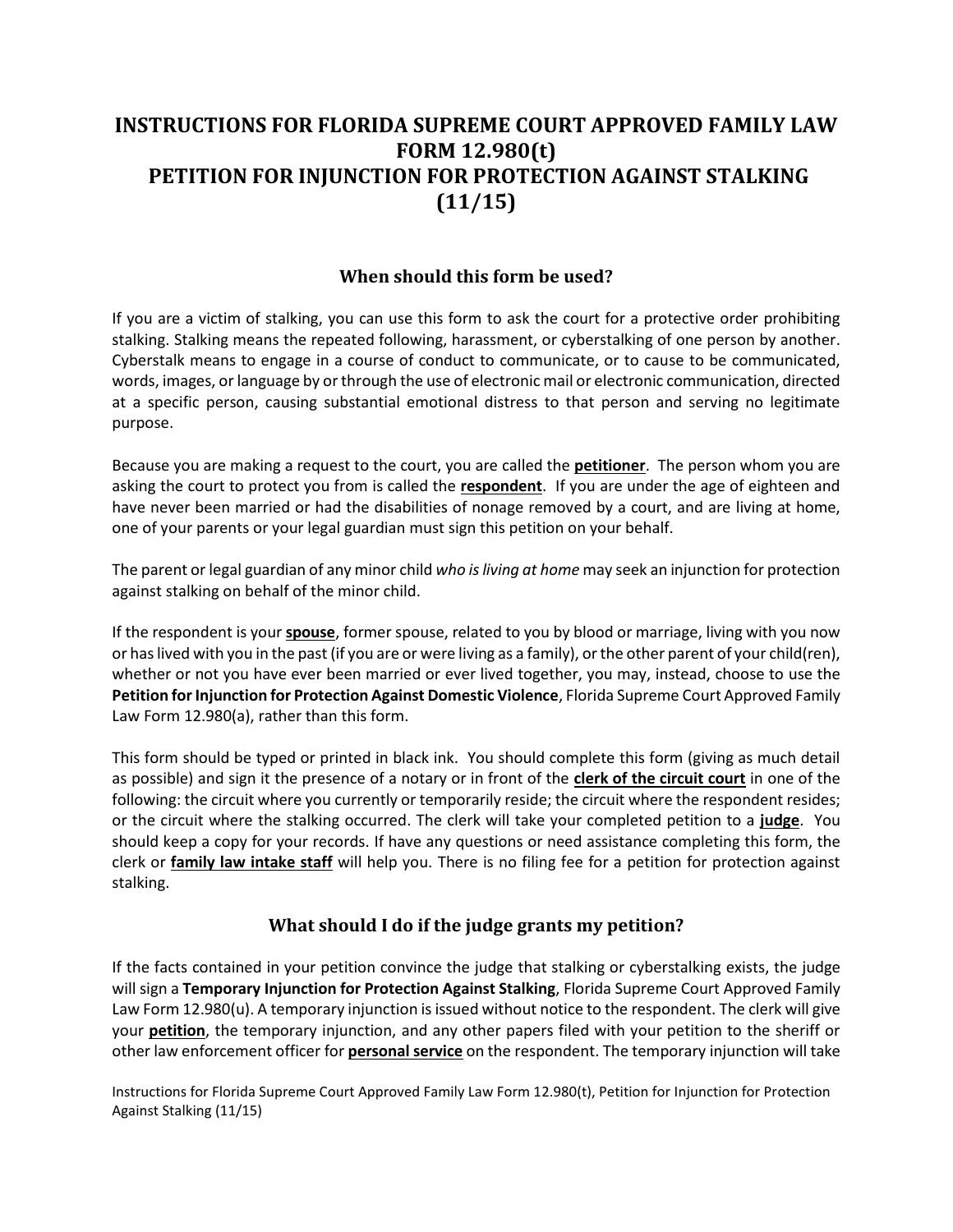# INSTRUCTIONS FOR FLORIDA SUPREME COURT APPROVED FAMILY LAW FORM 12.980(t)
# PETITION FOR INJUNCTION FOR PROTECTION AGAINST STALKING (11/15)

## When should this form be used?

If you are a victim of stalking, you can use this form to ask the court for a protective order prohibiting stalking. Stalking means the repeated following, harassment, or cyberstalking of one person by another. Cyberstalk means to engage in a course of conduct to communicate, or to cause to be communicated, words, images, or language by or through the use of electronic mail or electronic communication, directed at a specific person, causing substantial emotional distress to that person and serving no legitimate purpose.

Because you are making a request to the court, you are called the **petitioner**. The person whom you are asking the court to protect you from is called the **respondent**. If you are under the age of eighteen and have never been married or had the disabilities of nonage removed by a court, and are living at home, one of your parents or your legal guardian must sign this petition on your behalf.

The parent or legal guardian of any minor child *who is living at home* may seek an injunction for protection against stalking on behalf of the minor child.

If the respondent is your **spouse**, former spouse, related to you by blood or marriage, living with you now or has lived with you in the past (if you are or were living as a family), or the other parent of your child(ren), whether or not you have ever been married or ever lived together, you may, instead, choose to use the **Petition for Injunction for Protection Against Domestic Violence**, Florida Supreme Court Approved Family Law Form 12.980(a), rather than this form.

This form should be typed or printed in black ink. You should complete this form (giving as much detail as possible) and sign it the presence of a notary or in front of the **clerk of the circuit court** in one of the following: the circuit where you currently or temporarily reside; the circuit where the respondent resides; or the circuit where the stalking occurred. The clerk will take your completed petition to a **judge**. You should keep a copy for your records. If have any questions or need assistance completing this form, the clerk or **family law intake staff** will help you. There is no filing fee for a petition for protection against stalking.

## What should I do if the judge grants my petition?

If the facts contained in your petition convince the judge that stalking or cyberstalking exists, the judge will sign a **Temporary Injunction for Protection Against Stalking**, Florida Supreme Court Approved Family Law Form 12.980(u). A temporary injunction is issued without notice to the respondent. The clerk will give your **petition**, the temporary injunction, and any other papers filed with your petition to the sheriff or other law enforcement officer for **personal service** on the respondent. The temporary injunction will take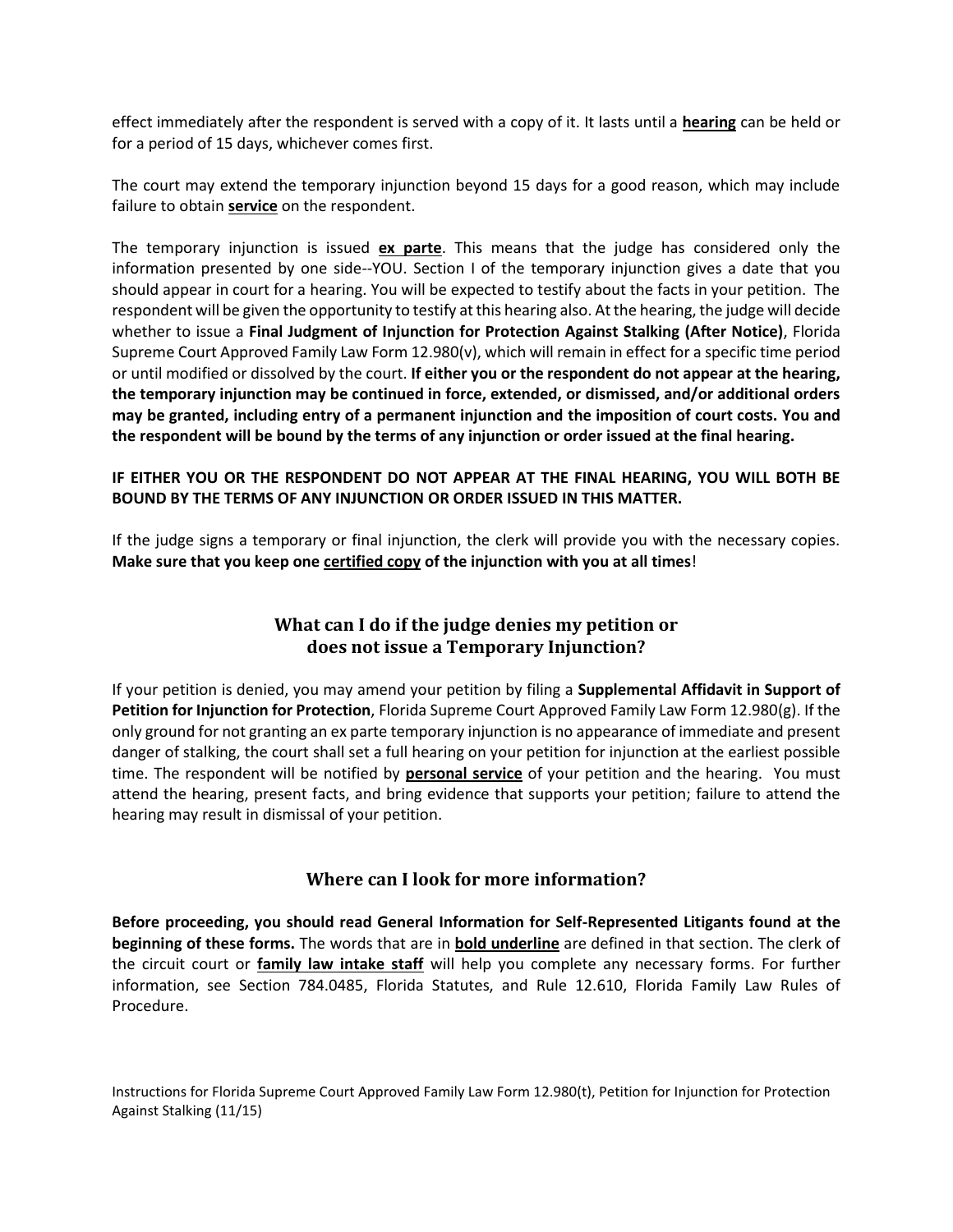effect immediately after the respondent is served with a copy of it. It lasts until a **hearing** can be held or for a period of 15 days, whichever comes first.

The court may extend the temporary injunction beyond 15 days for a good reason, which may include failure to obtain **service** on the respondent.

The temporary injunction is issued **ex parte**. This means that the judge has considered only the information presented by one side--YOU. Section I of the temporary injunction gives a date that you should appear in court for a hearing. You will be expected to testify about the facts in your petition. The respondent will be given the opportunity to testify at this hearing also. At the hearing, the judge will decide whether to issue a **Final Judgment of Injunction for Protection Against Stalking (After Notice)**, Florida Supreme Court Approved Family Law Form 12.980(v), which will remain in effect for a specific time period or until modified or dissolved by the court. **If either you or the respondent do not appear at the hearing, the temporary injunction may be continued in force, extended, or dismissed, and/or additional orders may be granted, including entry of a permanent injunction and the imposition of court costs. You and the respondent will be bound by the terms of any injunction or order issued at the final hearing.**

**IF EITHER YOU OR THE RESPONDENT DO NOT APPEAR AT THE FINAL HEARING, YOU WILL BOTH BE BOUND BY THE TERMS OF ANY INJUNCTION OR ORDER ISSUED IN THIS MATTER.**

If the judge signs a temporary or final injunction, the clerk will provide you with the necessary copies. **Make sure that you keep one certified copy of the injunction with you at all times**!

## What can I do if the judge denies my petition or does not issue a Temporary Injunction?

If your petition is denied, you may amend your petition by filing a **Supplemental Affidavit in Support of Petition for Injunction for Protection**, Florida Supreme Court Approved Family Law Form 12.980(g). If the only ground for not granting an ex parte temporary injunction is no appearance of immediate and present danger of stalking, the court shall set a full hearing on your petition for injunction at the earliest possible time. The respondent will be notified by **personal service** of your petition and the hearing. You must attend the hearing, present facts, and bring evidence that supports your petition; failure to attend the hearing may result in dismissal of your petition.

## Where can I look for more information?

**Before proceeding, you should read General Information for Self-Represented Litigants found at the beginning of these forms.** The words that are in **bold underline** are defined in that section. The clerk of the circuit court or **family law intake staff** will help you complete any necessary forms. For further information, see Section 784.0485, Florida Statutes, and Rule 12.610, Florida Family Law Rules of Procedure.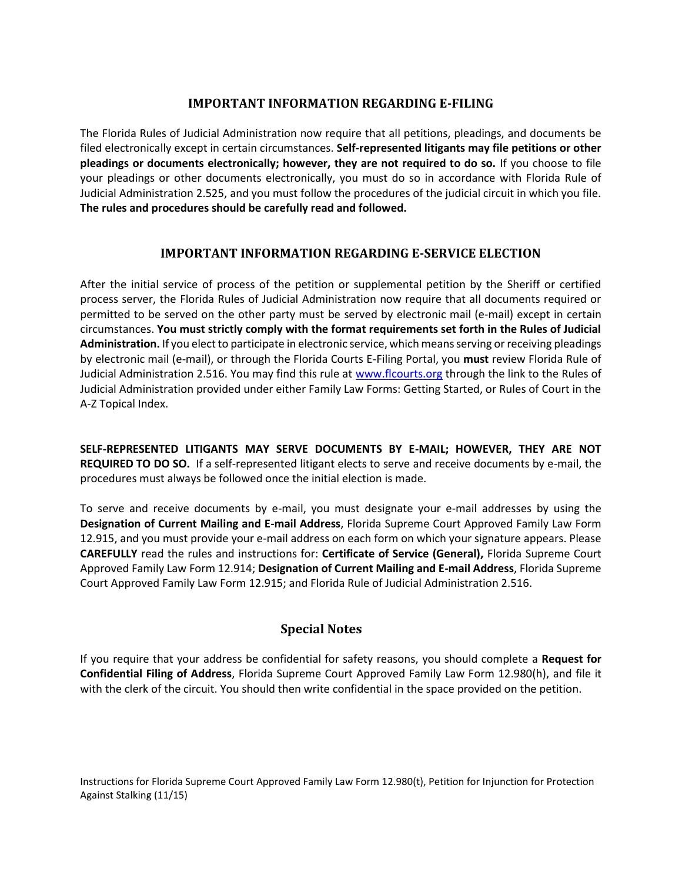## IMPORTANT INFORMATION REGARDING E-FILING

The Florida Rules of Judicial Administration now require that all petitions, pleadings, and documents be filed electronically except in certain circumstances. **Self-represented litigants may file petitions or other pleadings or documents electronically; however, they are not required to do so.** If you choose to file your pleadings or other documents electronically, you must do so in accordance with Florida Rule of Judicial Administration 2.525, and you must follow the procedures of the judicial circuit in which you file. **The rules and procedures should be carefully read and followed.**

## IMPORTANT INFORMATION REGARDING E-SERVICE ELECTION

After the initial service of process of the petition or supplemental petition by the Sheriff or certified process server, the Florida Rules of Judicial Administration now require that all documents required or permitted to be served on the other party must be served by electronic mail (e-mail) except in certain circumstances. **You must strictly comply with the format requirements set forth in the Rules of Judicial Administration.** If you elect to participate in electronic service, which means serving or receiving pleadings by electronic mail (e-mail), or through the Florida Courts E-Filing Portal, you **must** review Florida Rule of Judicial Administration 2.516. You may find this rule at www.flcourts.org through the link to the Rules of Judicial Administration provided under either Family Law Forms: Getting Started, or Rules of Court in the A-Z Topical Index.

**SELF-REPRESENTED LITIGANTS MAY SERVE DOCUMENTS BY E-MAIL; HOWEVER, THEY ARE NOT REQUIRED TO DO SO.** If a self-represented litigant elects to serve and receive documents by e-mail, the procedures must always be followed once the initial election is made.

To serve and receive documents by e-mail, you must designate your e-mail addresses by using the **Designation of Current Mailing and E-mail Address**, Florida Supreme Court Approved Family Law Form 12.915, and you must provide your e-mail address on each form on which your signature appears. Please **CAREFULLY** read the rules and instructions for: **Certificate of Service (General),** Florida Supreme Court Approved Family Law Form 12.914; **Designation of Current Mailing and E-mail Address**, Florida Supreme Court Approved Family Law Form 12.915; and Florida Rule of Judicial Administration 2.516.

## Special Notes

If you require that your address be confidential for safety reasons, you should complete a **Request for Confidential Filing of Address**, Florida Supreme Court Approved Family Law Form 12.980(h), and file it with the clerk of the circuit. You should then write confidential in the space provided on the petition.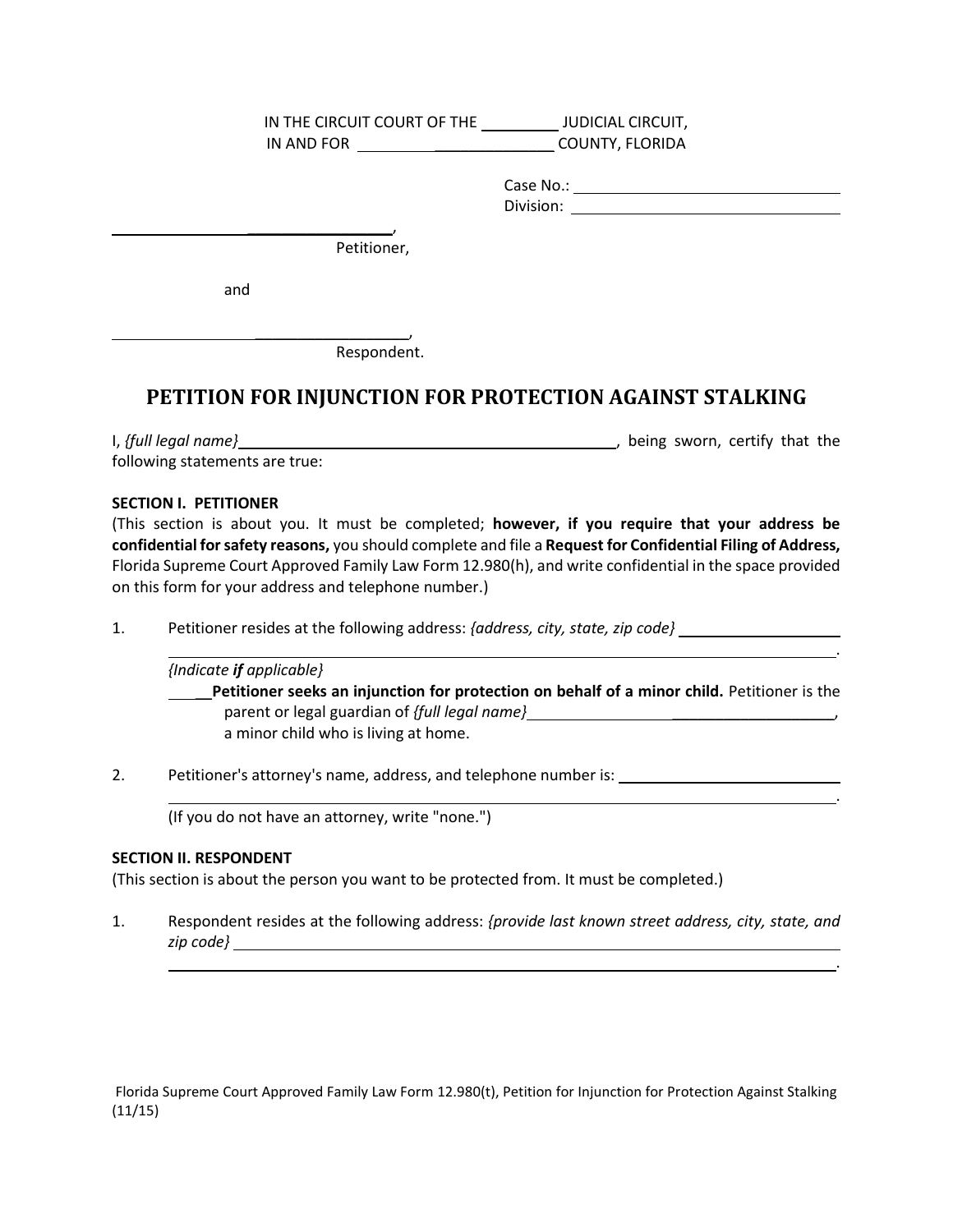IN THE CIRCUIT COURT OF THE _________ JUDICIAL CIRCUIT,
IN AND FOR _______________________ COUNTY, FLORIDA

Case No.: ______________________________
Division: ______________________________

___________________________________,
Petitioner,

and

___________________________________,
Respondent.

## PETITION FOR INJUNCTION FOR PROTECTION AGAINST STALKING

I, *{full legal name}* ____________________________________________, being sworn, certify that the following statements are true:

**SECTION I. PETITIONER**

(This section is about you. It must be completed; **however, if you require that your address be confidential for safety reasons,** you should complete and file a **Request for Confidential Filing of Address,** Florida Supreme Court Approved Family Law Form 12.980(h), and write confidential in the space provided on this form for your address and telephone number.)

1. Petitioner resides at the following address: *{address, city, state, zip code}* ____________________
______________________________________________________________________________.

   *{Indicate **if** applicable}*

   ____ **Petitioner seeks an injunction for protection on behalf of a minor child.** Petitioner is the parent or legal guardian of *{full legal name}* ____________________________________, a minor child who is living at home.

2. Petitioner's attorney's name, address, and telephone number is: ___________________________
______________________________________________________________________________.

   (If you do not have an attorney, write "none.")

**SECTION II. RESPONDENT**

(This section is about the person you want to be protected from. It must be completed.)

1. Respondent resides at the following address: *{provide last known street address, city, state, and zip code}* ______________________________________________________________________
______________________________________________________________________________.

Florida Supreme Court Approved Family Law Form 12.980(t), Petition for Injunction for Protection Against Stalking (11/15)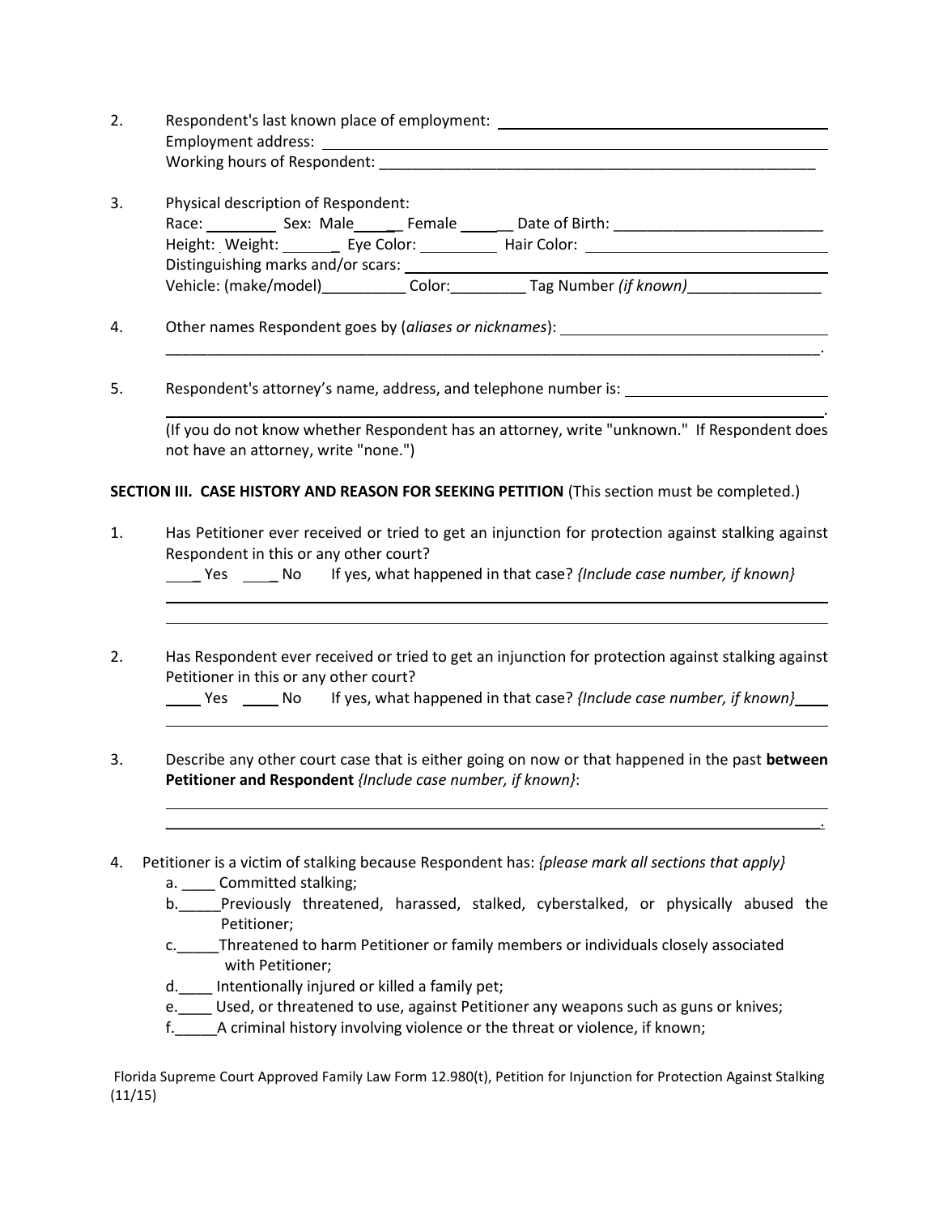2. Respondent's last known place of employment: ______________________________
   Employment address: ______________________________
   Working hours of Respondent: ______________________________

3. Physical description of Respondent:
   Race: ________ Sex: Male______ Female ______ Date of Birth: ______________________
   Height: . Weight: _______ Eye Color: _________ Hair Color: ______________________
   Distinguishing marks and/or scars: ______________________________
   Vehicle: (make/model)__________ Color:_________ Tag Number *(if known)*________________

4. Other names Respondent goes by (*aliases or nicknames*): ______________________________
   ______________________________________________________________________________.

5. Respondent's attorney's name, address, and telephone number is: ______________________
   ______________________________________________________________________________.
   (If you do not know whether Respondent has an attorney, write "unknown." If Respondent does not have an attorney, write "none.")

**SECTION III. CASE HISTORY AND REASON FOR SEEKING PETITION** (This section must be completed.)

1. Has Petitioner ever received or tried to get an injunction for protection against stalking against Respondent in this or any other court?
   ____ Yes ____ No If yes, what happened in that case? *{Include case number, if known}*
   ______________________________________________________________________________
   ______________________________________________________________________________

2. Has Respondent ever received or tried to get an injunction for protection against stalking against Petitioner in this or any other court?
   ____ Yes ____ No If yes, what happened in that case? *{Include case number, if known}*____
   ______________________________________________________________________________

3. Describe any other court case that is either going on now or that happened in the past **between Petitioner and Respondent** *{Include case number, if known}*:
   ______________________________________________________________________________
   ______________________________________________________________________________.

4. Petitioner is a victim of stalking because Respondent has: *{please mark all sections that apply}*
   a. ____ Committed stalking;
   b._____Previously threatened, harassed, stalked, cyberstalked, or physically abused the Petitioner;
   c._____Threatened to harm Petitioner or family members or individuals closely associated with Petitioner;
   d.____ Intentionally injured or killed a family pet;
   e.____ Used, or threatened to use, against Petitioner any weapons such as guns or knives;
   f._____A criminal history involving violence or the threat or violence, if known;

Florida Supreme Court Approved Family Law Form 12.980(t), Petition for Injunction for Protection Against Stalking (11/15)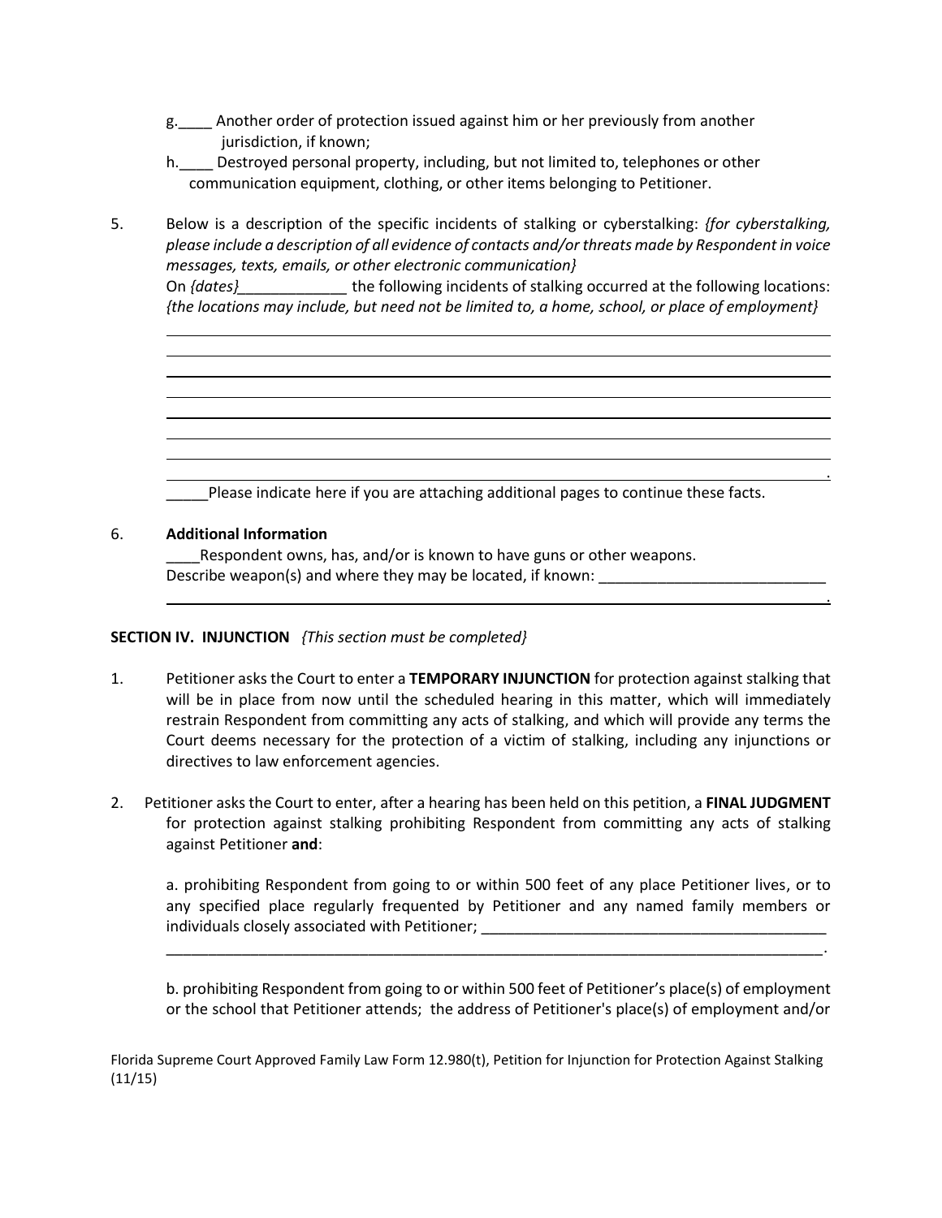g.____ Another order of protection issued against him or her previously from another jurisdiction, if known;

h.____ Destroyed personal property, including, but not limited to, telephones or other communication equipment, clothing, or other items belonging to Petitioner.

5. Below is a description of the specific incidents of stalking or cyberstalking: *{for cyberstalking, please include a description of all evidence of contacts and/or threats made by Respondent in voice messages, texts, emails, or other electronic communication}*
On *{dates}*_____________ the following incidents of stalking occurred at the following locations: *{the locations may include, but need not be limited to, a home, school, or place of employment}*
______________________________________________________________________________
______________________________________________________________________________
______________________________________________________________________________
______________________________________________________________________________
______________________________________________________________________________
______________________________________________________________________________
______________________________________________________________________________
______________________________________________________________________________.
_____Please indicate here if you are attaching additional pages to continue these facts.

6. **Additional Information**
____Respondent owns, has, and/or is known to have guns or other weapons.
Describe weapon(s) and where they may be located, if known: ___________________________
______________________________________________________________________________.

**SECTION IV. INJUNCTION** *{This section must be completed}*

1. Petitioner asks the Court to enter a **TEMPORARY INJUNCTION** for protection against stalking that will be in place from now until the scheduled hearing in this matter, which will immediately restrain Respondent from committing any acts of stalking, and which will provide any terms the Court deems necessary for the protection of a victim of stalking, including any injunctions or directives to law enforcement agencies.

2. Petitioner asks the Court to enter, after a hearing has been held on this petition, a **FINAL JUDGMENT** for protection against stalking prohibiting Respondent from committing any acts of stalking against Petitioner **and**:

   a. prohibiting Respondent from going to or within 500 feet of any place Petitioner lives, or to any specified place regularly frequented by Petitioner and any named family members or individuals closely associated with Petitioner; __________________________________________
   ___________________________________________________________________________.

   b. prohibiting Respondent from going to or within 500 feet of Petitioner's place(s) of employment or the school that Petitioner attends; the address of Petitioner's place(s) of employment and/or

Florida Supreme Court Approved Family Law Form 12.980(t), Petition for Injunction for Protection Against Stalking (11/15)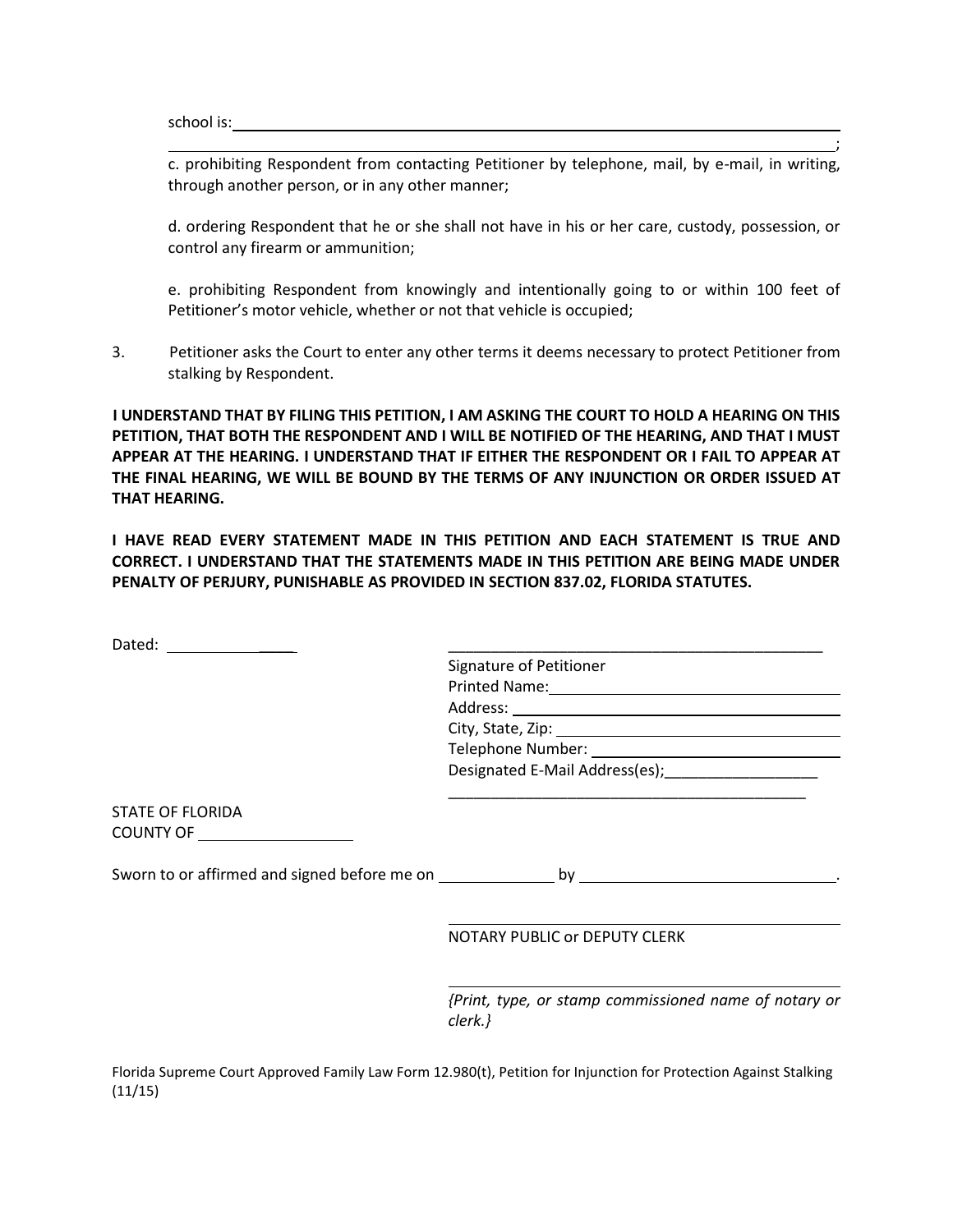school is: ______________________________________________________________________

______________________________________________________________________________;

c. prohibiting Respondent from contacting Petitioner by telephone, mail, by e-mail, in writing, through another person, or in any other manner;

d. ordering Respondent that he or she shall not have in his or her care, custody, possession, or control any firearm or ammunition;

e. prohibiting Respondent from knowingly and intentionally going to or within 100 feet of Petitioner's motor vehicle, whether or not that vehicle is occupied;

3. Petitioner asks the Court to enter any other terms it deems necessary to protect Petitioner from stalking by Respondent.

**I UNDERSTAND THAT BY FILING THIS PETITION, I AM ASKING THE COURT TO HOLD A HEARING ON THIS PETITION, THAT BOTH THE RESPONDENT AND I WILL BE NOTIFIED OF THE HEARING, AND THAT I MUST APPEAR AT THE HEARING. I UNDERSTAND THAT IF EITHER THE RESPONDENT OR I FAIL TO APPEAR AT THE FINAL HEARING, WE WILL BE BOUND BY THE TERMS OF ANY INJUNCTION OR ORDER ISSUED AT THAT HEARING.**

**I HAVE READ EVERY STATEMENT MADE IN THIS PETITION AND EACH STATEMENT IS TRUE AND CORRECT. I UNDERSTAND THAT THE STATEMENTS MADE IN THIS PETITION ARE BEING MADE UNDER PENALTY OF PERJURY, PUNISHABLE AS PROVIDED IN SECTION 837.02, FLORIDA STATUTES.**

Dated: ______________

______________________________________________
Signature of Petitioner
Printed Name: ______________________________
Address: ______________________________
City, State, Zip: ______________________________
Telephone Number: ______________________________
Designated E-Mail Address(es);__________________
______________________________________________

STATE OF FLORIDA
COUNTY OF ________________

Sworn to or affirmed and signed before me on ______________ by ______________________________.

______________________________________________
NOTARY PUBLIC or DEPUTY CLERK

______________________________________________
*{Print, type, or stamp commissioned name of notary or clerk.}*

Florida Supreme Court Approved Family Law Form 12.980(t), Petition for Injunction for Protection Against Stalking (11/15)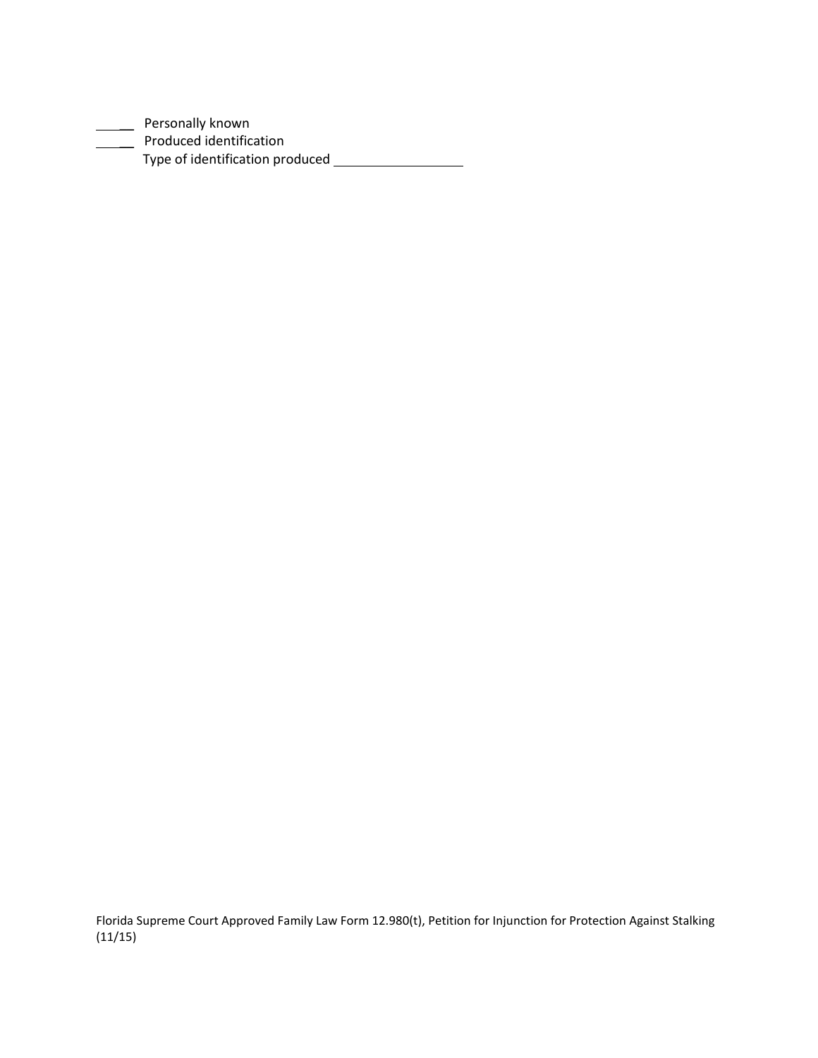_____ Personally known
_____ Produced identification
Type of identification produced ____________________